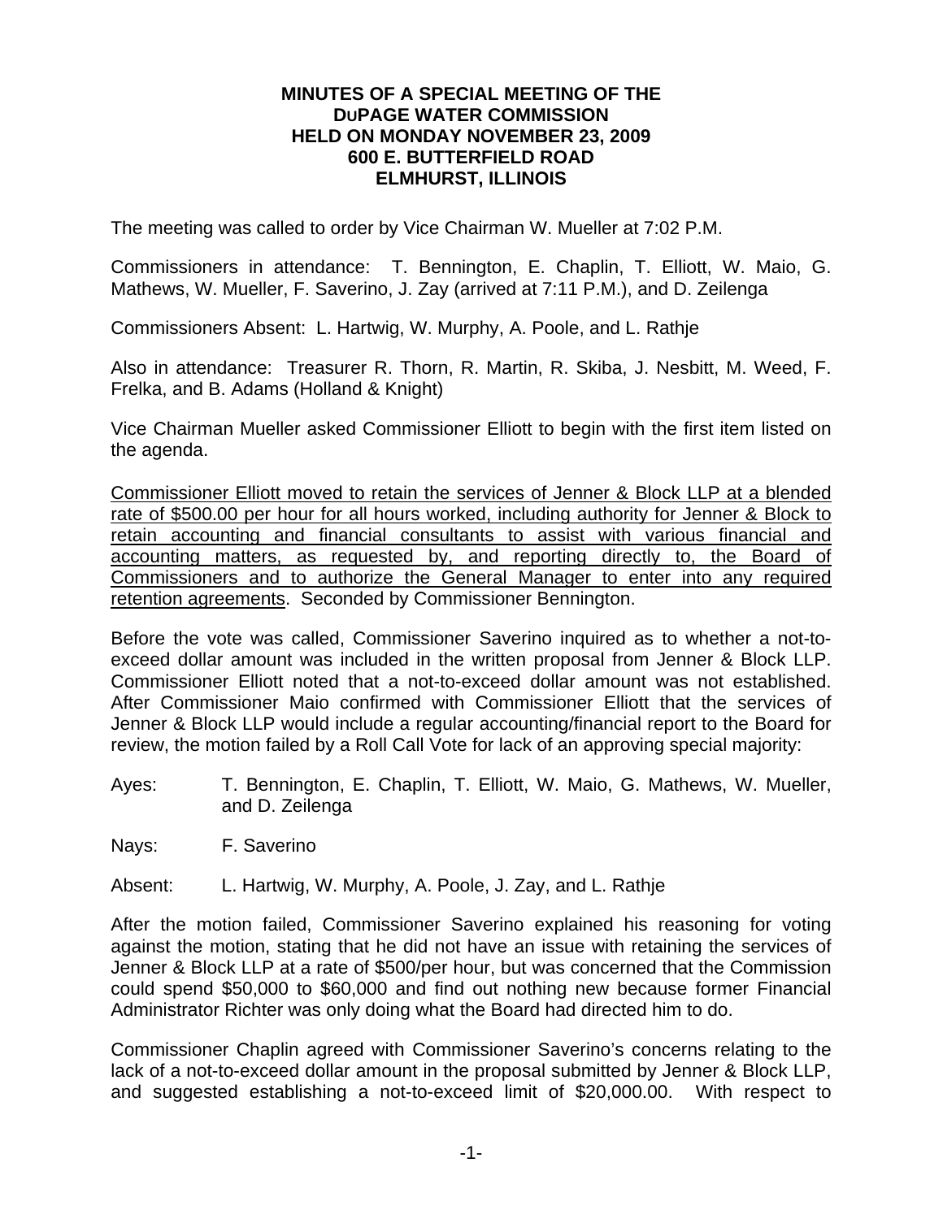# MINUTES OF A SPECIAL MEETING OF THE DuPAGE WATER COMMISSION HELD ON MONDAY NOVEMBER 23, 2009 600 E. BUTTERFIELD ROAD ELMHURST, ILLINOIS

The meeting was called to order by Vice Chairman W. Mueller at 7:02 P.M.

Commissioners in attendance: T. Bennington, E. Chaplin, T. Elliott, W. Maio, G. Mathews, W. Mueller, F. Saverino, J. Zay (arrived at 7:11 P.M.), and D. Zeilenga

Commissioners Absent: L. Hartwig, W. Murphy, A. Poole, and L. Rathje

Also in attendance: Treasurer R. Thorn, R. Martin, R. Skiba, J. Nesbitt, M. Weed, F. Frelka, and B. Adams (Holland & Knight)

Vice Chairman Mueller asked Commissioner Elliott to begin with the first item listed on the agenda.

<u>Commissioner Elliott moved to retain the services of Jenner & Block LLP at a blended rate of $500.00 per hour for all hours worked, including authority for Jenner & Block to retain accounting and financial consultants to assist with various financial and accounting matters, as requested by, and reporting directly to, the Board of Commissioners and to authorize the General Manager to enter into any required retention agreements</u>. Seconded by Commissioner Bennington.

Before the vote was called, Commissioner Saverino inquired as to whether a not-to-exceed dollar amount was included in the written proposal from Jenner & Block LLP. Commissioner Elliott noted that a not-to-exceed dollar amount was not established. After Commissioner Maio confirmed with Commissioner Elliott that the services of Jenner & Block LLP would include a regular accounting/financial report to the Board for review, the motion failed by a Roll Call Vote for lack of an approving special majority:

Ayes: T. Bennington, E. Chaplin, T. Elliott, W. Maio, G. Mathews, W. Mueller, and D. Zeilenga

Nays: F. Saverino

Absent: L. Hartwig, W. Murphy, A. Poole, J. Zay, and L. Rathje

After the motion failed, Commissioner Saverino explained his reasoning for voting against the motion, stating that he did not have an issue with retaining the services of Jenner & Block LLP at a rate of $500/per hour, but was concerned that the Commission could spend $50,000 to $60,000 and find out nothing new because former Financial Administrator Richter was only doing what the Board had directed him to do.

Commissioner Chaplin agreed with Commissioner Saverino's concerns relating to the lack of a not-to-exceed dollar amount in the proposal submitted by Jenner & Block LLP, and suggested establishing a not-to-exceed limit of $20,000.00. With respect to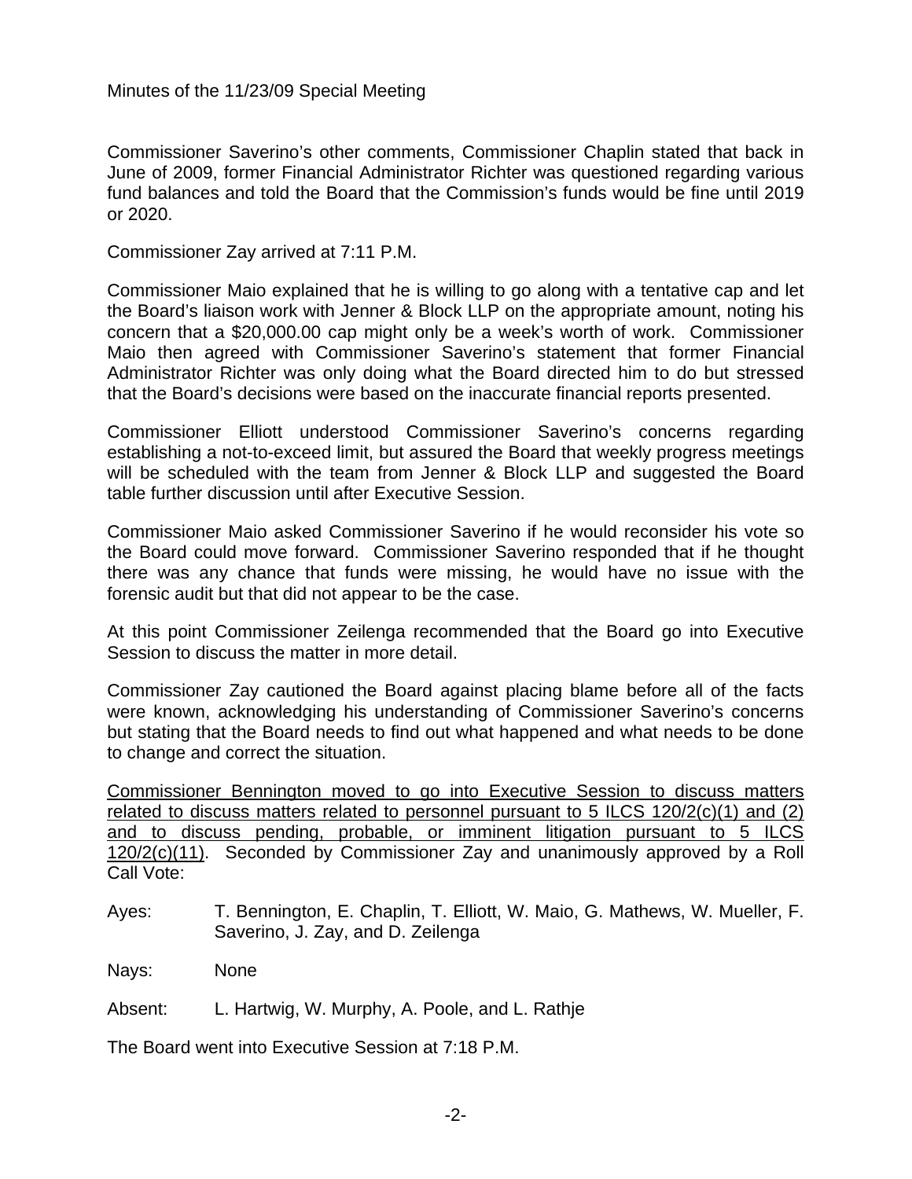Commissioner Saverino's other comments, Commissioner Chaplin stated that back in June of 2009, former Financial Administrator Richter was questioned regarding various fund balances and told the Board that the Commission's funds would be fine until 2019 or 2020.

Commissioner Zay arrived at 7:11 P.M.

Commissioner Maio explained that he is willing to go along with a tentative cap and let the Board's liaison work with Jenner & Block LLP on the appropriate amount, noting his concern that a $20,000.00 cap might only be a week's worth of work. Commissioner Maio then agreed with Commissioner Saverino's statement that former Financial Administrator Richter was only doing what the Board directed him to do but stressed that the Board's decisions were based on the inaccurate financial reports presented.

Commissioner Elliott understood Commissioner Saverino's concerns regarding establishing a not-to-exceed limit, but assured the Board that weekly progress meetings will be scheduled with the team from Jenner & Block LLP and suggested the Board table further discussion until after Executive Session.

Commissioner Maio asked Commissioner Saverino if he would reconsider his vote so the Board could move forward. Commissioner Saverino responded that if he thought there was any chance that funds were missing, he would have no issue with the forensic audit but that did not appear to be the case.

At this point Commissioner Zeilenga recommended that the Board go into Executive Session to discuss the matter in more detail.

Commissioner Zay cautioned the Board against placing blame before all of the facts were known, acknowledging his understanding of Commissioner Saverino's concerns but stating that the Board needs to find out what happened and what needs to be done to change and correct the situation.

<u>Commissioner Bennington moved to go into Executive Session to discuss matters related to discuss matters related to personnel pursuant to 5 ILCS 120/2(c)(1) and (2) and to discuss pending, probable, or imminent litigation pursuant to 5 ILCS 120/2(c)(11)</u>. Seconded by Commissioner Zay and unanimously approved by a Roll Call Vote:

Ayes: T. Bennington, E. Chaplin, T. Elliott, W. Maio, G. Mathews, W. Mueller, F. Saverino, J. Zay, and D. Zeilenga

Nays: None

Absent: L. Hartwig, W. Murphy, A. Poole, and L. Rathje

The Board went into Executive Session at 7:18 P.M.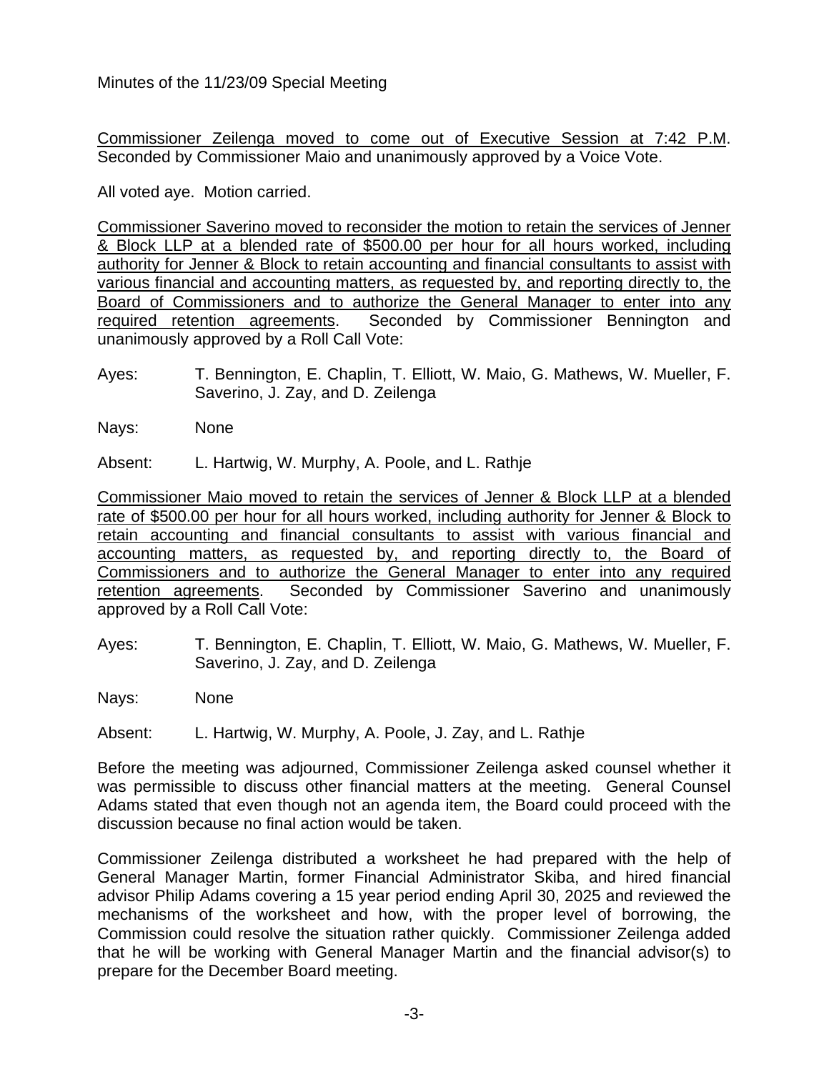Minutes of the 11/23/09 Special Meeting

Commissioner Zeilenga moved to come out of Executive Session at 7:42 P.M. Seconded by Commissioner Maio and unanimously approved by a Voice Vote.

All voted aye. Motion carried.

Commissioner Saverino moved to reconsider the motion to retain the services of Jenner & Block LLP at a blended rate of $500.00 per hour for all hours worked, including authority for Jenner & Block to retain accounting and financial consultants to assist with various financial and accounting matters, as requested by, and reporting directly to, the Board of Commissioners and to authorize the General Manager to enter into any required retention agreements. Seconded by Commissioner Bennington and unanimously approved by a Roll Call Vote:

Ayes: T. Bennington, E. Chaplin, T. Elliott, W. Maio, G. Mathews, W. Mueller, F. Saverino, J. Zay, and D. Zeilenga

Nays: None

Absent: L. Hartwig, W. Murphy, A. Poole, and L. Rathje

Commissioner Maio moved to retain the services of Jenner & Block LLP at a blended rate of $500.00 per hour for all hours worked, including authority for Jenner & Block to retain accounting and financial consultants to assist with various financial and accounting matters, as requested by, and reporting directly to, the Board of Commissioners and to authorize the General Manager to enter into any required retention agreements. Seconded by Commissioner Saverino and unanimously approved by a Roll Call Vote:

Ayes: T. Bennington, E. Chaplin, T. Elliott, W. Maio, G. Mathews, W. Mueller, F. Saverino, J. Zay, and D. Zeilenga

Nays: None

Absent: L. Hartwig, W. Murphy, A. Poole, J. Zay, and L. Rathje

Before the meeting was adjourned, Commissioner Zeilenga asked counsel whether it was permissible to discuss other financial matters at the meeting. General Counsel Adams stated that even though not an agenda item, the Board could proceed with the discussion because no final action would be taken.

Commissioner Zeilenga distributed a worksheet he had prepared with the help of General Manager Martin, former Financial Administrator Skiba, and hired financial advisor Philip Adams covering a 15 year period ending April 30, 2025 and reviewed the mechanisms of the worksheet and how, with the proper level of borrowing, the Commission could resolve the situation rather quickly. Commissioner Zeilenga added that he will be working with General Manager Martin and the financial advisor(s) to prepare for the December Board meeting.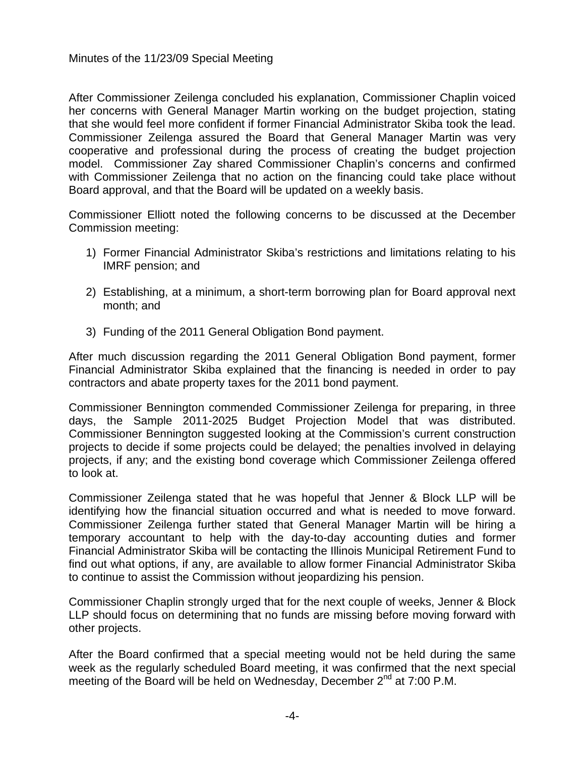After Commissioner Zeilenga concluded his explanation, Commissioner Chaplin voiced her concerns with General Manager Martin working on the budget projection, stating that she would feel more confident if former Financial Administrator Skiba took the lead. Commissioner Zeilenga assured the Board that General Manager Martin was very cooperative and professional during the process of creating the budget projection model. Commissioner Zay shared Commissioner Chaplin's concerns and confirmed with Commissioner Zeilenga that no action on the financing could take place without Board approval, and that the Board will be updated on a weekly basis.

Commissioner Elliott noted the following concerns to be discussed at the December Commission meeting:

1) Former Financial Administrator Skiba's restrictions and limitations relating to his IMRF pension; and

2) Establishing, at a minimum, a short-term borrowing plan for Board approval next month; and

3) Funding of the 2011 General Obligation Bond payment.

After much discussion regarding the 2011 General Obligation Bond payment, former Financial Administrator Skiba explained that the financing is needed in order to pay contractors and abate property taxes for the 2011 bond payment.

Commissioner Bennington commended Commissioner Zeilenga for preparing, in three days, the Sample 2011-2025 Budget Projection Model that was distributed. Commissioner Bennington suggested looking at the Commission's current construction projects to decide if some projects could be delayed; the penalties involved in delaying projects, if any; and the existing bond coverage which Commissioner Zeilenga offered to look at.

Commissioner Zeilenga stated that he was hopeful that Jenner & Block LLP will be identifying how the financial situation occurred and what is needed to move forward. Commissioner Zeilenga further stated that General Manager Martin will be hiring a temporary accountant to help with the day-to-day accounting duties and former Financial Administrator Skiba will be contacting the Illinois Municipal Retirement Fund to find out what options, if any, are available to allow former Financial Administrator Skiba to continue to assist the Commission without jeopardizing his pension.

Commissioner Chaplin strongly urged that for the next couple of weeks, Jenner & Block LLP should focus on determining that no funds are missing before moving forward with other projects.

After the Board confirmed that a special meeting would not be held during the same week as the regularly scheduled Board meeting, it was confirmed that the next special meeting of the Board will be held on Wednesday, December 2nd at 7:00 P.M.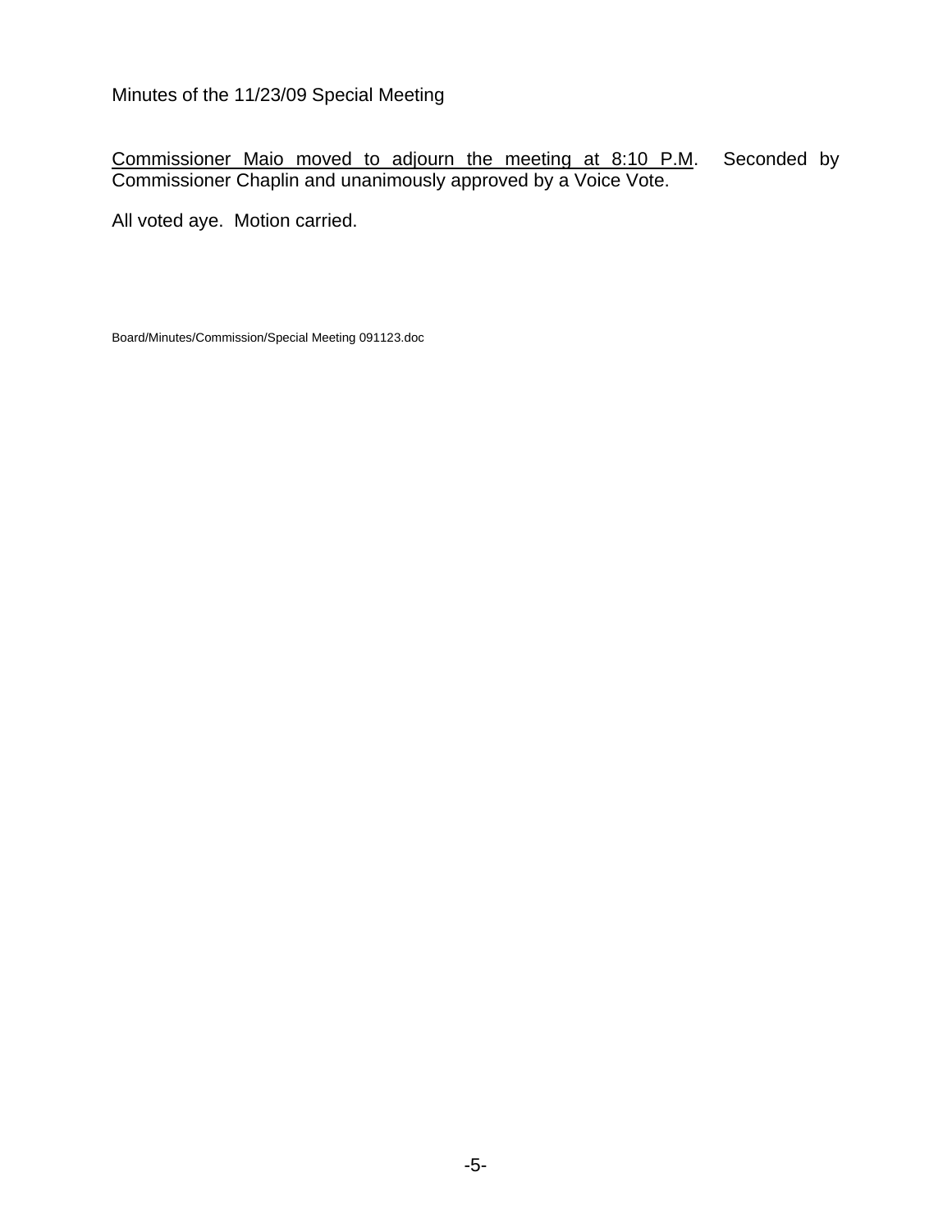Commissioner Maio moved to adjourn the meeting at 8:10 P.M. Seconded by Commissioner Chaplin and unanimously approved by a Voice Vote.

All voted aye. Motion carried.

Board/Minutes/Commission/Special Meeting 091123.doc